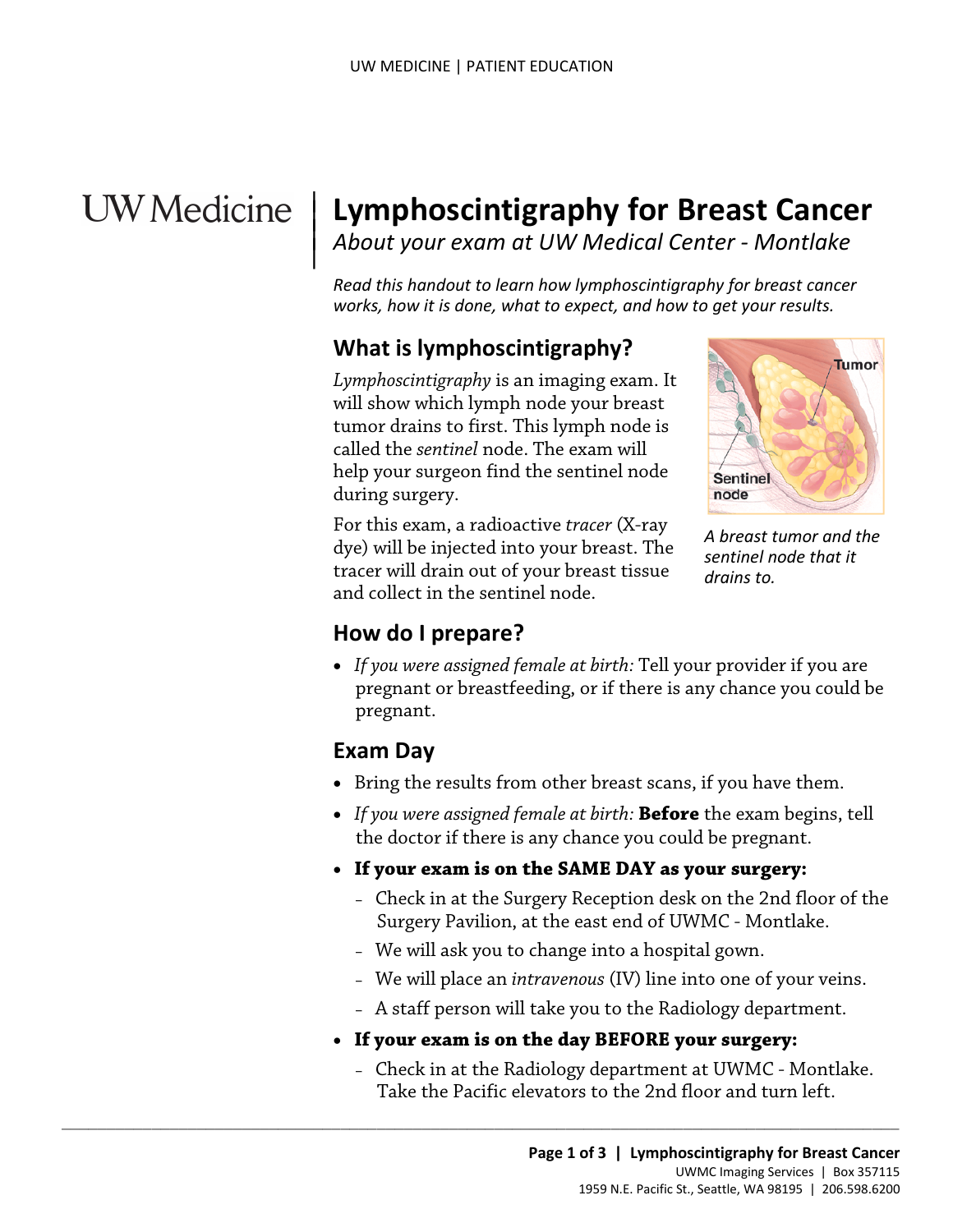# Lymphoscintigraphy for Breast Cancer

*About your exam at UW Medical Center - Montlake*

*Read this handout to learn how lymphoscintigraphy for breast cancer works, how it is done, what to expect, and how to get your results.*

## What is lymphoscintigraphy?

*Lymphoscintigraphy* is an imaging exam. It will show which lymph node your breast tumor drains to first. This lymph node is called the *sentinel* node. The exam will help your surgeon find the sentinel node during surgery.

For this exam, a radioactive *tracer* (X-ray dye) will be injected into your breast. The tracer will drain out of your breast tissue and collect in the sentinel node.

*A breast tumor and the sentinel node that it drains to.*

## How do I prepare?

- *If you were assigned female at birth:* Tell your provider if you are pregnant or breastfeeding, or if there is any chance you could be pregnant.

## Exam Day

- Bring the results from other breast scans, if you have them.
- *If you were assigned female at birth:* **Before** the exam begins, tell the doctor if there is any chance you could be pregnant.
- **If your exam is on the SAME DAY as your surgery:**
  - Check in at the Surgery Reception desk on the 2nd floor of the Surgery Pavilion, at the east end of UWMC - Montlake.
  - We will ask you to change into a hospital gown.
  - We will place an *intravenous* (IV) line into one of your veins.
  - A staff person will take you to the Radiology department.
- **If your exam is on the day BEFORE your surgery:**
  - Check in at the Radiology department at UWMC - Montlake. Take the Pacific elevators to the 2nd floor and turn left.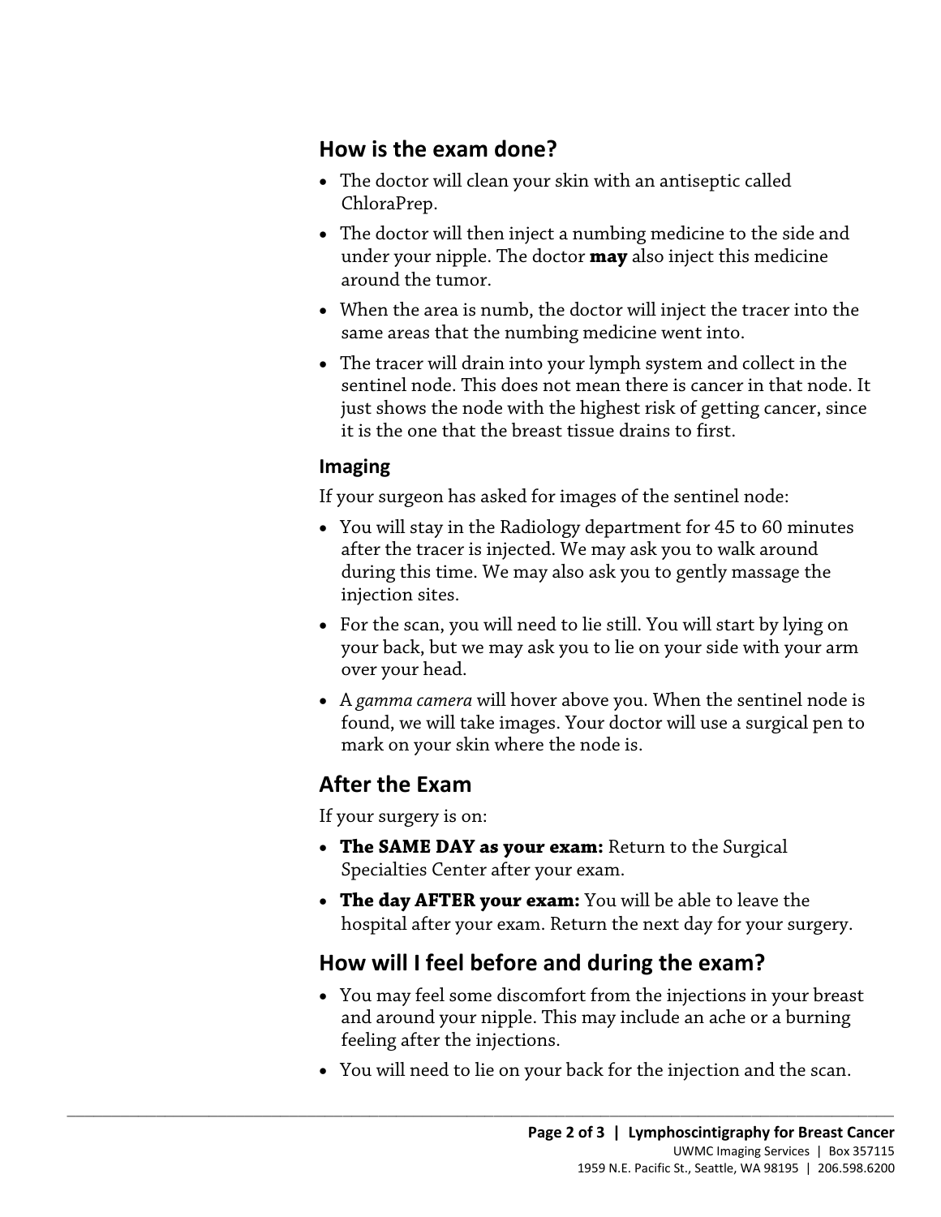## How is the exam done?

- The doctor will clean your skin with an antiseptic called ChloraPrep.
- The doctor will then inject a numbing medicine to the side and under your nipple. The doctor **may** also inject this medicine around the tumor.
- When the area is numb, the doctor will inject the tracer into the same areas that the numbing medicine went into.
- The tracer will drain into your lymph system and collect in the sentinel node. This does not mean there is cancer in that node. It just shows the node with the highest risk of getting cancer, since it is the one that the breast tissue drains to first.

### Imaging

If your surgeon has asked for images of the sentinel node:

- You will stay in the Radiology department for 45 to 60 minutes after the tracer is injected. We may ask you to walk around during this time. We may also ask you to gently massage the injection sites.
- For the scan, you will need to lie still. You will start by lying on your back, but we may ask you to lie on your side with your arm over your head.
- A *gamma camera* will hover above you. When the sentinel node is found, we will take images. Your doctor will use a surgical pen to mark on your skin where the node is.

## After the Exam

If your surgery is on:

- **The SAME DAY as your exam:** Return to the Surgical Specialties Center after your exam.
- **The day AFTER your exam:** You will be able to leave the hospital after your exam. Return the next day for your surgery.

## How will I feel before and during the exam?

- You may feel some discomfort from the injections in your breast and around your nipple. This may include an ache or a burning feeling after the injections.
- You will need to lie on your back for the injection and the scan.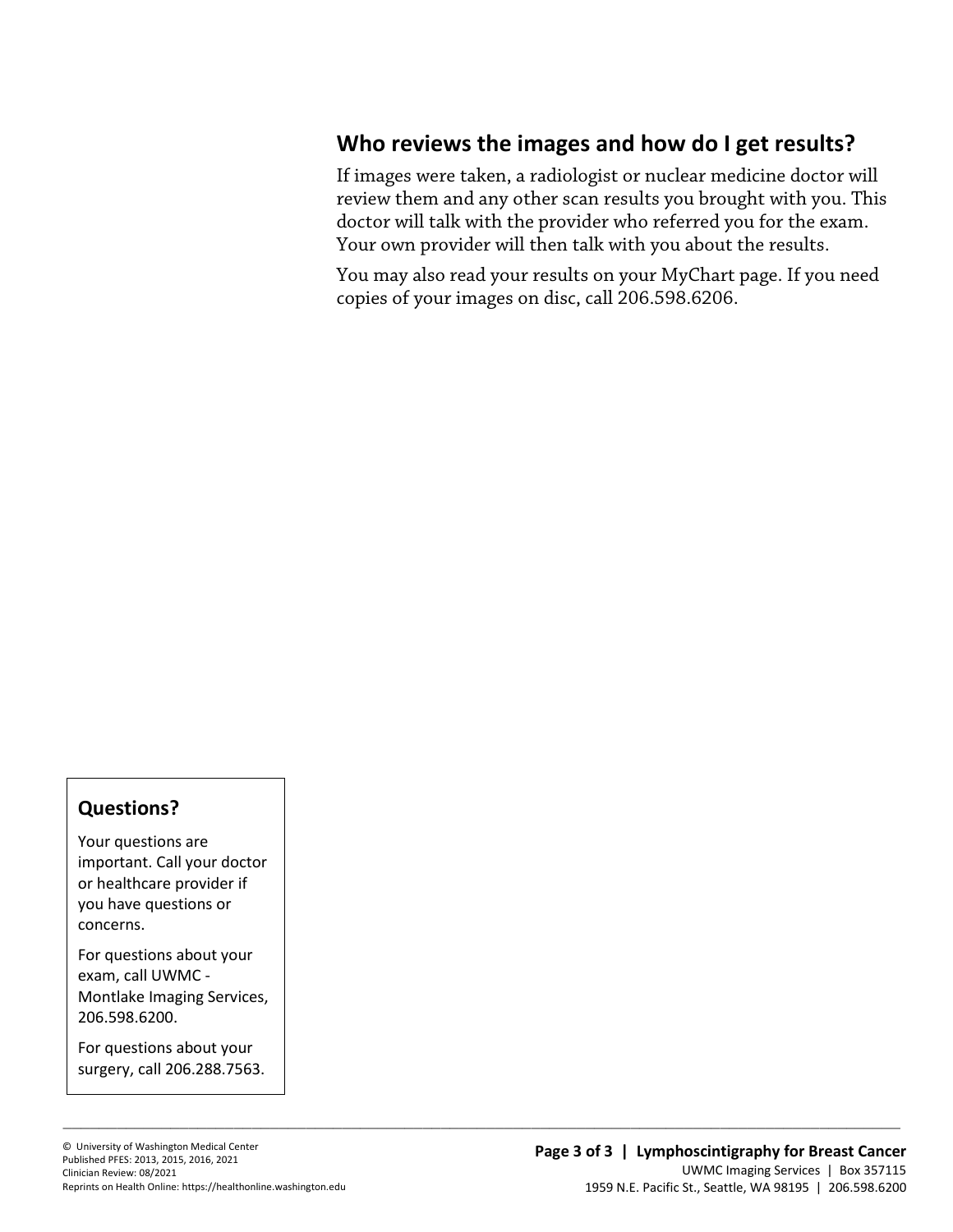## Who reviews the images and how do I get results?

If images were taken, a radiologist or nuclear medicine doctor will review them and any other scan results you brought with you. This doctor will talk with the provider who referred you for the exam. Your own provider will then talk with you about the results.

You may also read your results on your MyChart page. If you need copies of your images on disc, call 206.598.6206.

### Questions?

Your questions are important. Call your doctor or healthcare provider if you have questions or concerns.

For questions about your exam, call UWMC - Montlake Imaging Services, 206.598.6200.

For questions about your surgery, call 206.288.7563.

© University of Washington Medical Center
Published PFES: 2013, 2015, 2016, 2021
Clinician Review: 08/2021
Reprints on Health Online: https://healthonline.washington.edu

UWMC Imaging Services | Box 357115
1959 N.E. Pacific St., Seattle, WA 98195 | 206.598.6200